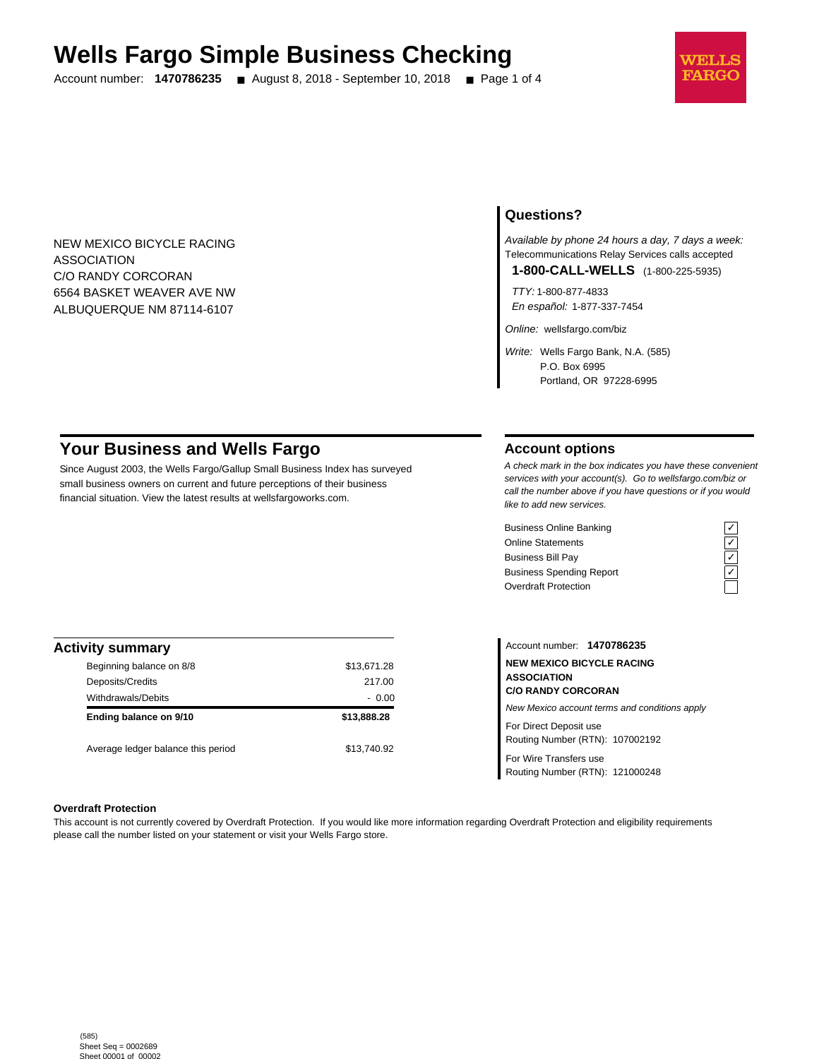# Wells Fargo Simple Business Checking

Account number: **1470786235** ■ August 8, 2018 - September 10, 2018

WELLS FARGO

NEW MEXICO BICYCLE RACING
ASSOCIATION
C/O RANDY CORCORAN
6564 BASKET WEAVER AVE NW
ALBUQUERQUE NM 87114-6107

## Questions?

*Available by phone 24 hours a day, 7 days a week:*
Telecommunications Relay Services calls accepted

**1-800-CALL-WELLS** (1-800-225-5935)

*TTY:* 1-800-877-4833
*En español:* 1-877-337-7454

*Online:* wellsfargo.com/biz

*Write:* Wells Fargo Bank, N.A. (585)
P.O. Box 6995
Portland, OR 97228-6995

## Your Business and Wells Fargo

Since August 2003, the Wells Fargo/Gallup Small Business Index has surveyed small business owners on current and future perceptions of their business financial situation. View the latest results at wellsfargoworks.com.

## Account options

*A check mark in the box indicates you have these convenient services with your account(s). Go to wellsfargo.com/biz or call the number above if you have questions or if you would like to add new services.*

| Service | |
|---|---|
| Business Online Banking | ✓ |
| Online Statements | ✓ |
| Business Bill Pay | ✓ |
| Business Spending Report | ✓ |
| Overdraft Protection | |

## Activity summary

| | |
|---|---|
| Beginning balance on 8/8 | $13,671.28 |
| Deposits/Credits | 217.00 |
| Withdrawals/Debits | - 0.00 |
| **Ending balance on 9/10** | **$13,888.28** |
| Average ledger balance this period | $13,740.92 |

Account number: **1470786235**

**NEW MEXICO BICYCLE RACING ASSOCIATION**
**C/O RANDY CORCORAN**

*New Mexico account terms and conditions apply*

For Direct Deposit use
Routing Number (RTN): 107002192

For Wire Transfers use
Routing Number (RTN): 121000248

**Overdraft Protection**

This account is not currently covered by Overdraft Protection. If you would like more information regarding Overdraft Protection and eligibility requirements please call the number listed on your statement or visit your Wells Fargo store.

(585)
Sheet Seq = 0002689
Sheet 00001 of 00002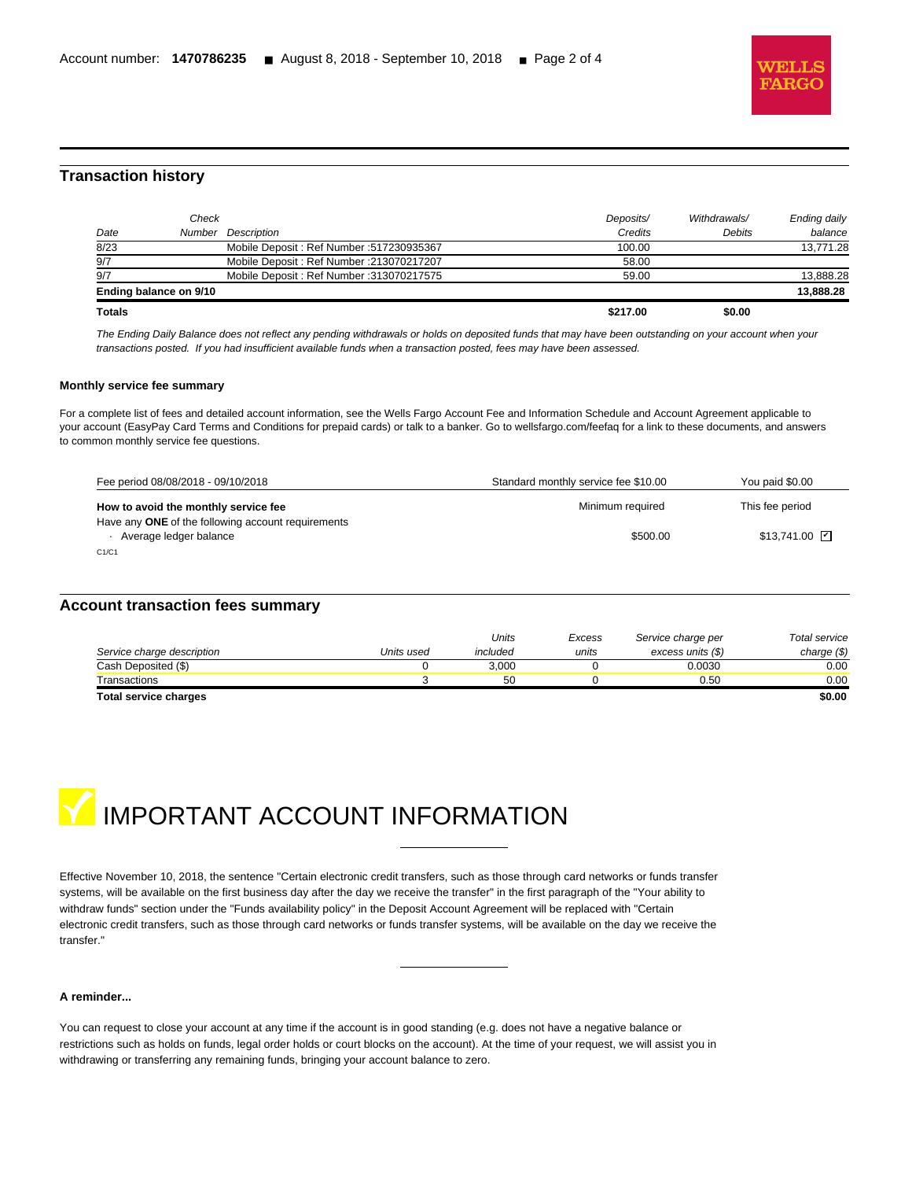## Transaction history

| Date | Check Number | Description | Deposits/ Credits | Withdrawals/ Debits | Ending daily balance |
|---|---|---|---|---|---|
| 8/23 | | Mobile Deposit : Ref Number :517230935367 | 100.00 | | 13,771.28 |
| 9/7 | | Mobile Deposit : Ref Number :213070217207 | 58.00 | | |
| 9/7 | | Mobile Deposit : Ref Number :313070217575 | 59.00 | | 13,888.28 |
| **Ending balance on 9/10** | | | | | **13,888.28** |
| **Totals** | | | **$217.00** | **$0.00** | |

*The Ending Daily Balance does not reflect any pending withdrawals or holds on deposited funds that may have been outstanding on your account when your transactions posted. If you had insufficient available funds when a transaction posted, fees may have been assessed.*

#### Monthly service fee summary

For a complete list of fees and detailed account information, see the Wells Fargo Account Fee and Information Schedule and Account Agreement applicable to your account (EasyPay Card Terms and Conditions for prepaid cards) or talk to a banker. Go to wellsfargo.com/feefaq for a link to these documents, and answers to common monthly service fee questions.

| Fee period 08/08/2018 - 09/10/2018 | Standard monthly service fee $10.00 | You paid $0.00 |
|---|---|---|
| **How to avoid the monthly service fee** | Minimum required | This fee period |
| Have any **ONE** of the following account requirements | | |
| · Average ledger balance | $500.00 | $13,741.00 ☑ |

C1/C1

## Account transaction fees summary

| Service charge description | Units used | Units included | Excess units | Service charge per excess units ($) | Total service charge ($) |
|---|---|---|---|---|---|
| Cash Deposited ($) | 0 | 3,000 | 0 | 0.0030 | 0.00 |
| Transactions | 3 | 50 | 0 | 0.50 | 0.00 |
| **Total service charges** | | | | | **$0.00** |

# IMPORTANT ACCOUNT INFORMATION

Effective November 10, 2018, the sentence "Certain electronic credit transfers, such as those through card networks or funds transfer systems, will be available on the first business day after the day we receive the transfer" in the first paragraph of the "Your ability to withdraw funds" section under the "Funds availability policy" in the Deposit Account Agreement will be replaced with "Certain electronic credit transfers, such as those through card networks or funds transfer systems, will be available on the day we receive the transfer."

#### A reminder...

You can request to close your account at any time if the account is in good standing (e.g. does not have a negative balance or restrictions such as holds on funds, legal order holds or court blocks on the account). At the time of your request, we will assist you in withdrawing or transferring any remaining funds, bringing your account balance to zero.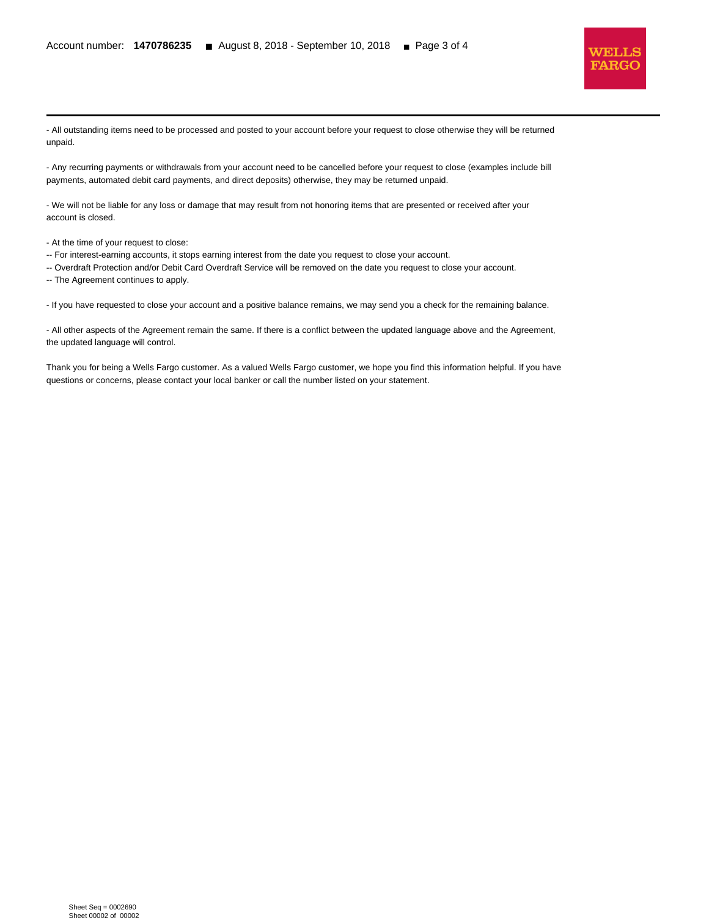- All outstanding items need to be processed and posted to your account before your request to close otherwise they will be returned unpaid.

- Any recurring payments or withdrawals from your account need to be cancelled before your request to close (examples include bill payments, automated debit card payments, and direct deposits) otherwise, they may be returned unpaid.

- We will not be liable for any loss or damage that may result from not honoring items that are presented or received after your account is closed.

- At the time of your request to close:
-- For interest-earning accounts, it stops earning interest from the date you request to close your account.
-- Overdraft Protection and/or Debit Card Overdraft Service will be removed on the date you request to close your account.
-- The Agreement continues to apply.

- If you have requested to close your account and a positive balance remains, we may send you a check for the remaining balance.

- All other aspects of the Agreement remain the same. If there is a conflict between the updated language above and the Agreement, the updated language will control.

Thank you for being a Wells Fargo customer. As a valued Wells Fargo customer, we hope you find this information helpful. If you have questions or concerns, please contact your local banker or call the number listed on your statement.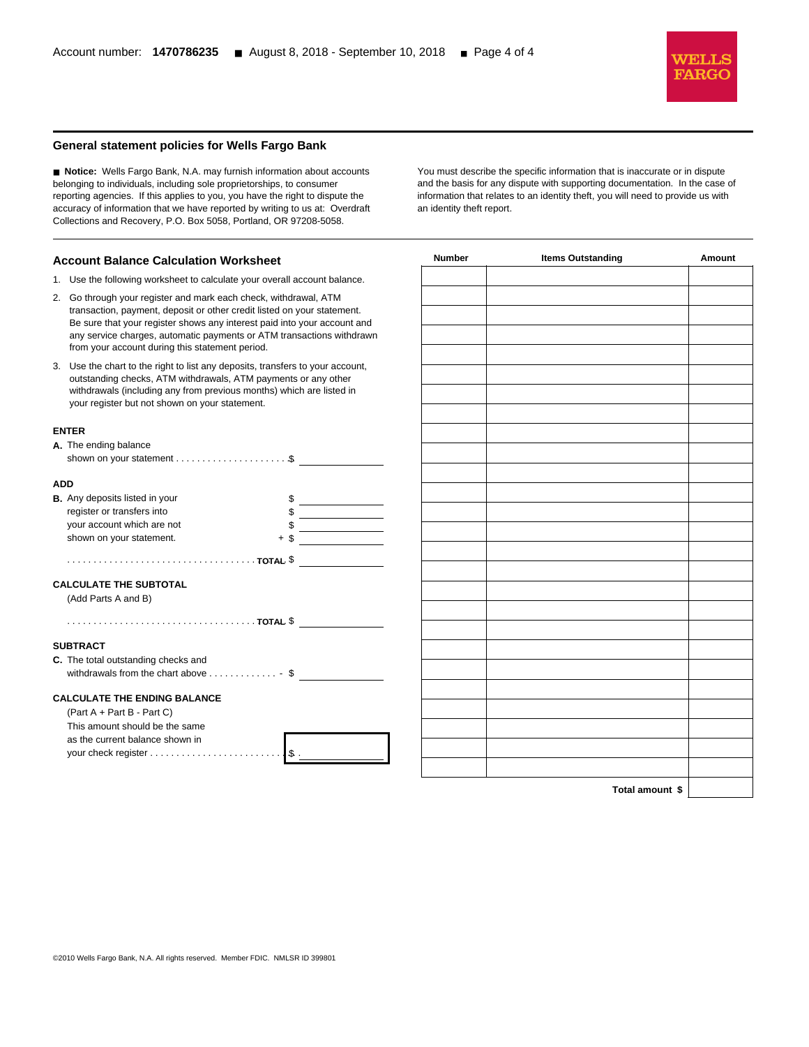## General statement policies for Wells Fargo Bank

■ **Notice:** Wells Fargo Bank, N.A. may furnish information about accounts belonging to individuals, including sole proprietorships, to consumer reporting agencies. If this applies to you, you have the right to dispute the accuracy of information that we have reported by writing to us at: Overdraft Collections and Recovery, P.O. Box 5058, Portland, OR 97208-5058.

You must describe the specific information that is inaccurate or in dispute and the basis for any dispute with supporting documentation. In the case of information that relates to an identity theft, you will need to provide us with an identity theft report.

### Account Balance Calculation Worksheet

1. Use the following worksheet to calculate your overall account balance.
2. Go through your register and mark each check, withdrawal, ATM transaction, payment, deposit or other credit listed on your statement. Be sure that your register shows any interest paid into your account and any service charges, automatic payments or ATM transactions withdrawn from your account during this statement period.
3. Use the chart to the right to list any deposits, transfers to your account, outstanding checks, ATM withdrawals, ATM payments or any other withdrawals (including any from previous months) which are listed in your register but not shown on your statement.

**ENTER**

**A.** The ending balance shown on your statement . . . . . . . . . . . . . . . . . . . . . $ ____________

**ADD**

**B.** Any deposits listed in your register or transfers into your account which are not shown on your statement.

$ ____________
$ ____________
$ ____________
\+ $ ____________

. . . . . . . . . . . . . . . . . . . . . . . . . . . . . . . . . . . **TOTAL** $ ____________

**CALCULATE THE SUBTOTAL**

(Add Parts A and B)

. . . . . . . . . . . . . . . . . . . . . . . . . . . . . . . . . . . **TOTAL** $ ____________

**SUBTRACT**

**C.** The total outstanding checks and withdrawals from the chart above . . . . . . . . . . . . . - $ ____________

**CALCULATE THE ENDING BALANCE**

(Part A + Part B - Part C)
This amount should be the same as the current balance shown in your check register . . . . . . . . . . . . . . . . . . . . . . . . . $ ____________

| Number | Items Outstanding | Amount |
|---|---|---|
| | | |
| | | |
| | | |
| | | |
| | | |
| | | |
| | | |
| | | |
| | | |
| | | |
| | | |
| | | |
| | | |
| | | |
| | | |
| | | |
| | | |
| | | |
| | | |
| | | |
| | | |
| | | |
| | | |
| | | |
| | | |
| | | |
| | **Total amount $** | |

©2010 Wells Fargo Bank, N.A. All rights reserved. Member FDIC. NMLSR ID 399801